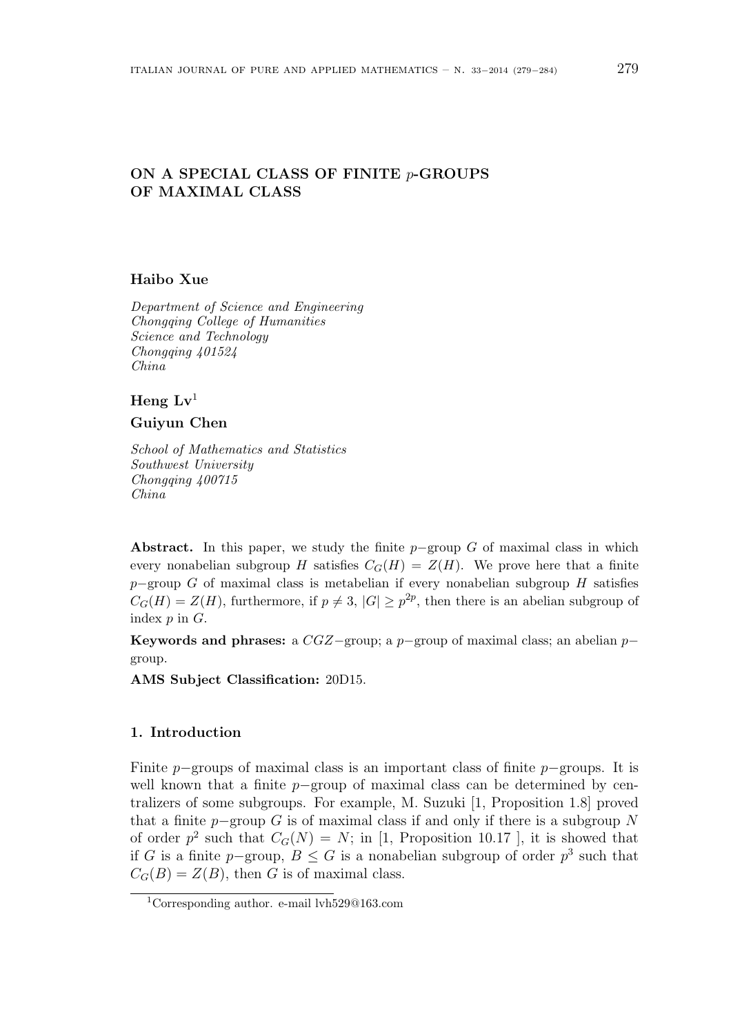# ON A SPECIAL CLASS OF FINITE $p$-GROUPS OF MAXIMAL CLASS

**Haibo Xue**

*Department of Science and Engineering*
*Chongqing College of Humanities*
*Science and Technology*
*Chongqing 401524*
*China*

**Heng Lv**[1]

**Guiyun Chen**

*School of Mathematics and Statistics*
*Southwest University*
*Chongqing 400715*
*China*

**Abstract.** In this paper, we study the finite $p-$group $G$ of maximal class in which every nonabelian subgroup $H$ satisfies $C_G(H) = Z(H)$. We prove here that a finite $p-$group $G$ of maximal class is metabelian if every nonabelian subgroup $H$ satisfies $C_G(H) = Z(H)$, furthermore, if $p \neq 3$, $|G| \geq p^{2p}$, then there is an abelian subgroup of index $p$ in $G$.

**Keywords and phrases:** a $CGZ-$group; a $p-$group of maximal class; an abelian $p-$group.

**AMS Subject Classification:** 20D15.

## 1. Introduction

Finite $p-$groups of maximal class is an important class of finite $p-$groups. It is well known that a finite $p-$group of maximal class can be determined by centralizers of some subgroups. For example, M. Suzuki [1, Proposition 1.8] proved that a finite $p-$group $G$ is of maximal class if and only if there is a subgroup $N$ of order $p^2$ such that $C_G(N) = N$; in [1, Proposition 10.17 ], it is showed that if $G$ is a finite $p-$group, $B \leq G$ is a nonabelian subgroup of order $p^3$ such that $C_G(B) = Z(B)$, then $G$ is of maximal class.

[1] Corresponding author. e-mail lvh529@163.com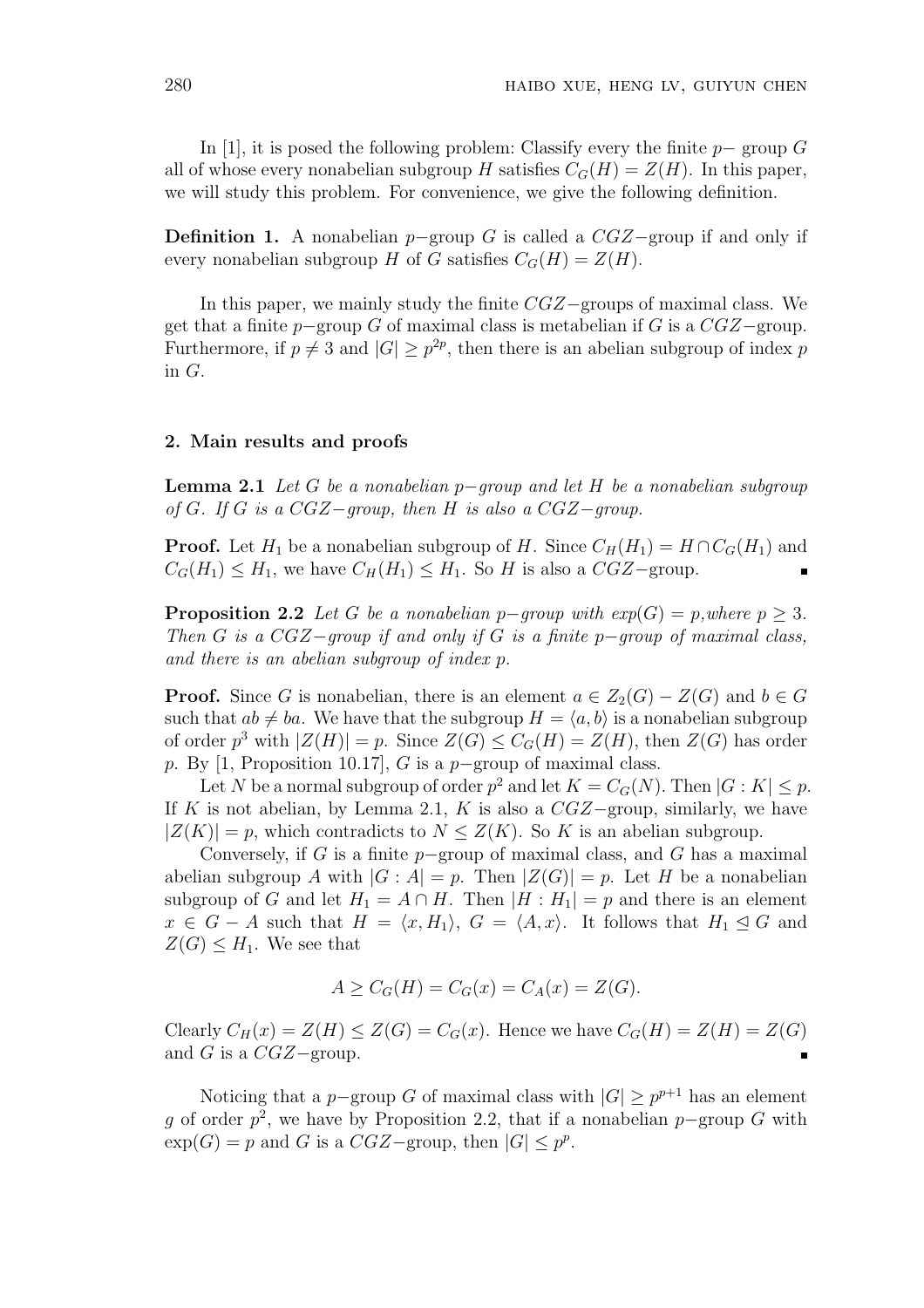In [1], it is posed the following problem: Classify every the finite $p-$ group $G$ all of whose every nonabelian subgroup $H$ satisfies $C_G(H) = Z(H)$. In this paper, we will study this problem. For convenience, we give the following definition.

**Definition 1.** A nonabelian $p-$group $G$ is called a $CGZ-$group if and only if every nonabelian subgroup $H$ of $G$ satisfies $C_G(H) = Z(H)$.

In this paper, we mainly study the finite $CGZ-$groups of maximal class. We get that a finite $p-$group $G$ of maximal class is metabelian if $G$ is a $CGZ-$group. Furthermore, if $p \neq 3$ and $|G| \geq p^{2p}$, then there is an abelian subgroup of index $p$ in $G$.

## 2. Main results and proofs

**Lemma 2.1** *Let $G$ be a nonabelian $p-$group and let $H$ be a nonabelian subgroup of $G$. If $G$ is a $CGZ-$group, then $H$ is also a $CGZ-$group.*

**Proof.** Let $H_1$ be a nonabelian subgroup of $H$. Since $C_H(H_1) = H \cap C_G(H_1)$ and $C_G(H_1) \leq H_1$, we have $C_H(H_1) \leq H_1$. So $H$ is also a $CGZ-$group. ∎

**Proposition 2.2** *Let $G$ be a nonabelian $p-$group with $exp(G) = p$, where $p \geq 3$. Then $G$ is a $CGZ-$group if and only if $G$ is a finite $p-$group of maximal class, and there is an abelian subgroup of index $p$.*

**Proof.** Since $G$ is nonabelian, there is an element $a \in Z_2(G) - Z(G)$ and $b \in G$ such that $ab \neq ba$. We have that the subgroup $H = \langle a, b \rangle$ is a nonabelian subgroup of order $p^3$ with $|Z(H)| = p$. Since $Z(G) \leq C_G(H) = Z(H)$, then $Z(G)$ has order $p$. By [1, Proposition 10.17], $G$ is a $p-$group of maximal class.

Let $N$ be a normal subgroup of order $p^2$ and let $K = C_G(N)$. Then $|G : K| \leq p$. If $K$ is not abelian, by Lemma 2.1, $K$ is also a $CGZ-$group, similarly, we have $|Z(K)| = p$, which contradicts to $N \leq Z(K)$. So $K$ is an abelian subgroup.

Conversely, if $G$ is a finite $p-$group of maximal class, and $G$ has a maximal abelian subgroup $A$ with $|G : A| = p$. Then $|Z(G)| = p$. Let $H$ be a nonabelian subgroup of $G$ and let $H_1 = A \cap H$. Then $|H : H_1| = p$ and there is an element $x \in G - A$ such that $H = \langle x, H_1 \rangle$, $G = \langle A, x \rangle$. It follows that $H_1 \trianglelefteq G$ and $Z(G) \leq H_1$. We see that

$$A \geq C_G(H) = C_G(x) = C_A(x) = Z(G).$$

Clearly $C_H(x) = Z(H) \leq Z(G) = C_G(x)$. Hence we have $C_G(H) = Z(H) = Z(G)$ and $G$ is a $CGZ-$group. ∎

Noticing that a $p-$group $G$ of maximal class with $|G| \geq p^{p+1}$ has an element $g$ of order $p^2$, we have by Proposition 2.2, that if a nonabelian $p-$group $G$ with $\exp(G) = p$ and $G$ is a $CGZ-$group, then $|G| \leq p^p$.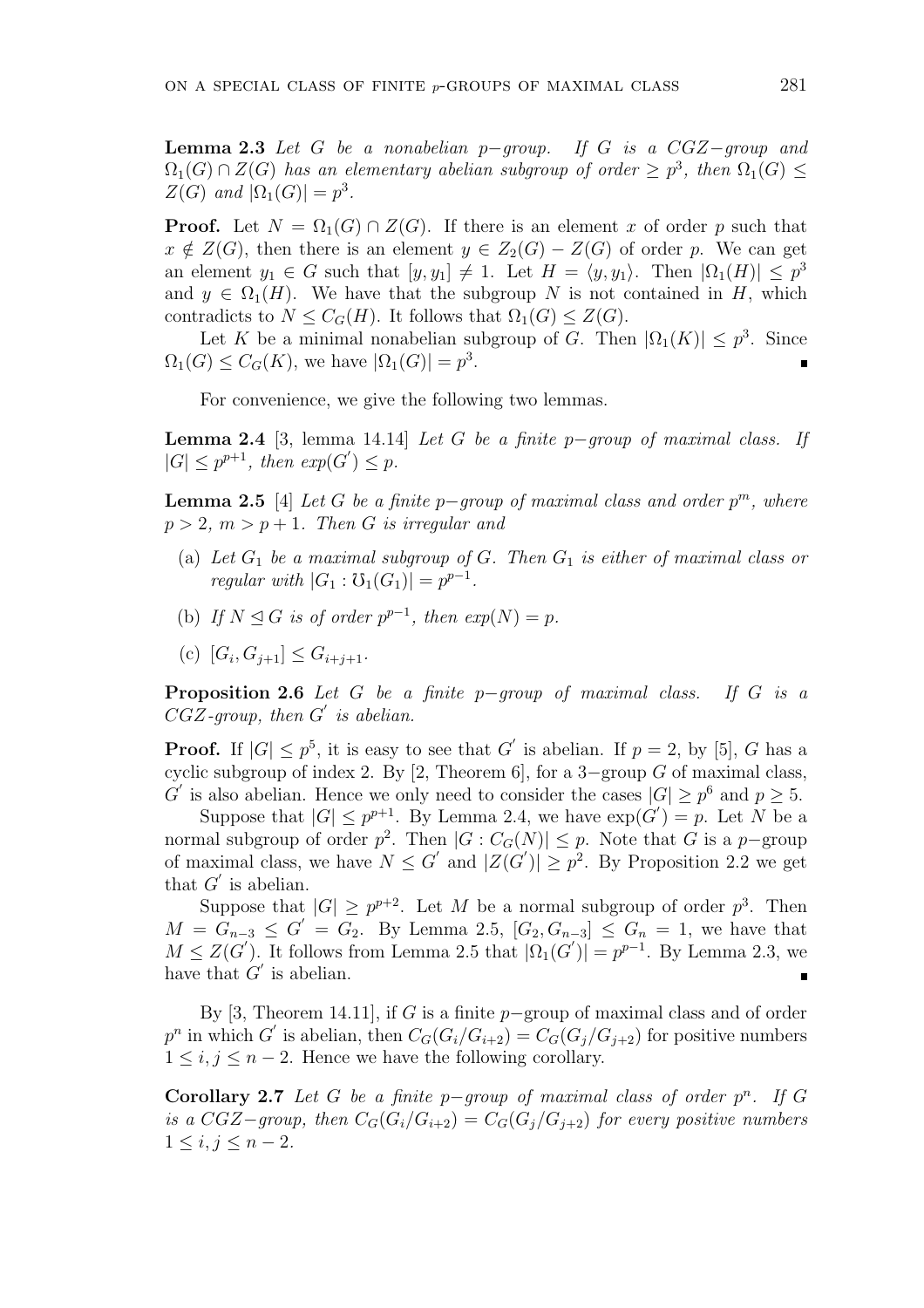**Lemma 2.3** *Let $G$ be a nonabelian $p-$group. If $G$ is a $CGZ-$group and $\Omega_1(G) \cap Z(G)$ has an elementary abelian subgroup of order $\geq p^3$, then $\Omega_1(G) \leq Z(G)$ and $|\Omega_1(G)| = p^3$.*

**Proof.** Let $N = \Omega_1(G) \cap Z(G)$. If there is an element $x$ of order $p$ such that $x \notin Z(G)$, then there is an element $y \in Z_2(G) - Z(G)$ of order $p$. We can get an element $y_1 \in G$ such that $[y, y_1] \neq 1$. Let $H = \langle y, y_1 \rangle$. Then $|\Omega_1(H)| \leq p^3$ and $y \in \Omega_1(H)$. We have that the subgroup $N$ is not contained in $H$, which contradicts to $N \leq C_G(H)$. It follows that $\Omega_1(G) \leq Z(G)$.

Let $K$ be a minimal nonabelian subgroup of $G$. Then $|\Omega_1(K)| \leq p^3$. Since $\Omega_1(G) \leq C_G(K)$, we have $|\Omega_1(G)| = p^3$. ∎

For convenience, we give the following two lemmas.

**Lemma 2.4** [3, lemma 14.14] *Let $G$ be a finite $p-$group of maximal class. If $|G| \leq p^{p+1}$, then $exp(G^{'}) \leq p$.*

**Lemma 2.5** [4] *Let $G$ be a finite $p-$group of maximal class and order $p^m$, where $p > 2$, $m > p+1$. Then $G$ is irregular and*

(a) *Let $G_1$ be a maximal subgroup of $G$. Then $G_1$ is either of maximal class or regular with $|G_1 : \mho_1(G_1)| = p^{p-1}$.*

(b) *If $N \trianglelefteq G$ is of order $p^{p-1}$, then $exp(N) = p$.*

(c) *$[G_i, G_{j+1}] \leq G_{i+j+1}$.*

**Proposition 2.6** *Let $G$ be a finite $p-$group of maximal class. If $G$ is a $CGZ$-group, then $G^{'}$ is abelian.*

**Proof.** If $|G| \leq p^5$, it is easy to see that $G^{'}$ is abelian. If $p = 2$, by [5], $G$ has a cyclic subgroup of index 2. By [2, Theorem 6], for a $3-$group $G$ of maximal class, $G^{'}$ is also abelian. Hence we only need to consider the cases $|G| \geq p^6$ and $p \geq 5$.

Suppose that $|G| \leq p^{p+1}$. By Lemma 2.4, we have $\exp(G^{'}) = p$. Let $N$ be a normal subgroup of order $p^2$. Then $|G : C_G(N)| \leq p$. Note that $G$ is a $p-$group of maximal class, we have $N \leq G^{'}$ and $|Z(G^{'})| \geq p^2$. By Proposition 2.2 we get that $G^{'}$ is abelian.

Suppose that $|G| \geq p^{p+2}$. Let $M$ be a normal subgroup of order $p^3$. Then $M = G_{n-3} \leq G^{'} = G_2$. By Lemma 2.5, $[G_2, G_{n-3}] \leq G_n = 1$, we have that $M \leq Z(G^{'})$. It follows from Lemma 2.5 that $|\Omega_1(G^{'})| = p^{p-1}$. By Lemma 2.3, we have that $G^{'}$ is abelian. ∎

By [3, Theorem 14.11], if $G$ is a finite $p-$group of maximal class and of order $p^n$ in which $G^{'}$ is abelian, then $C_G(G_i/G_{i+2}) = C_G(G_j/G_{j+2})$ for positive numbers $1 \leq i, j \leq n-2$. Hence we have the following corollary.

**Corollary 2.7** *Let $G$ be a finite $p-$group of maximal class of order $p^n$. If $G$ is a $CGZ-$group, then $C_G(G_i/G_{i+2}) = C_G(G_j/G_{j+2})$ for every positive numbers $1 \leq i, j \leq n-2$.*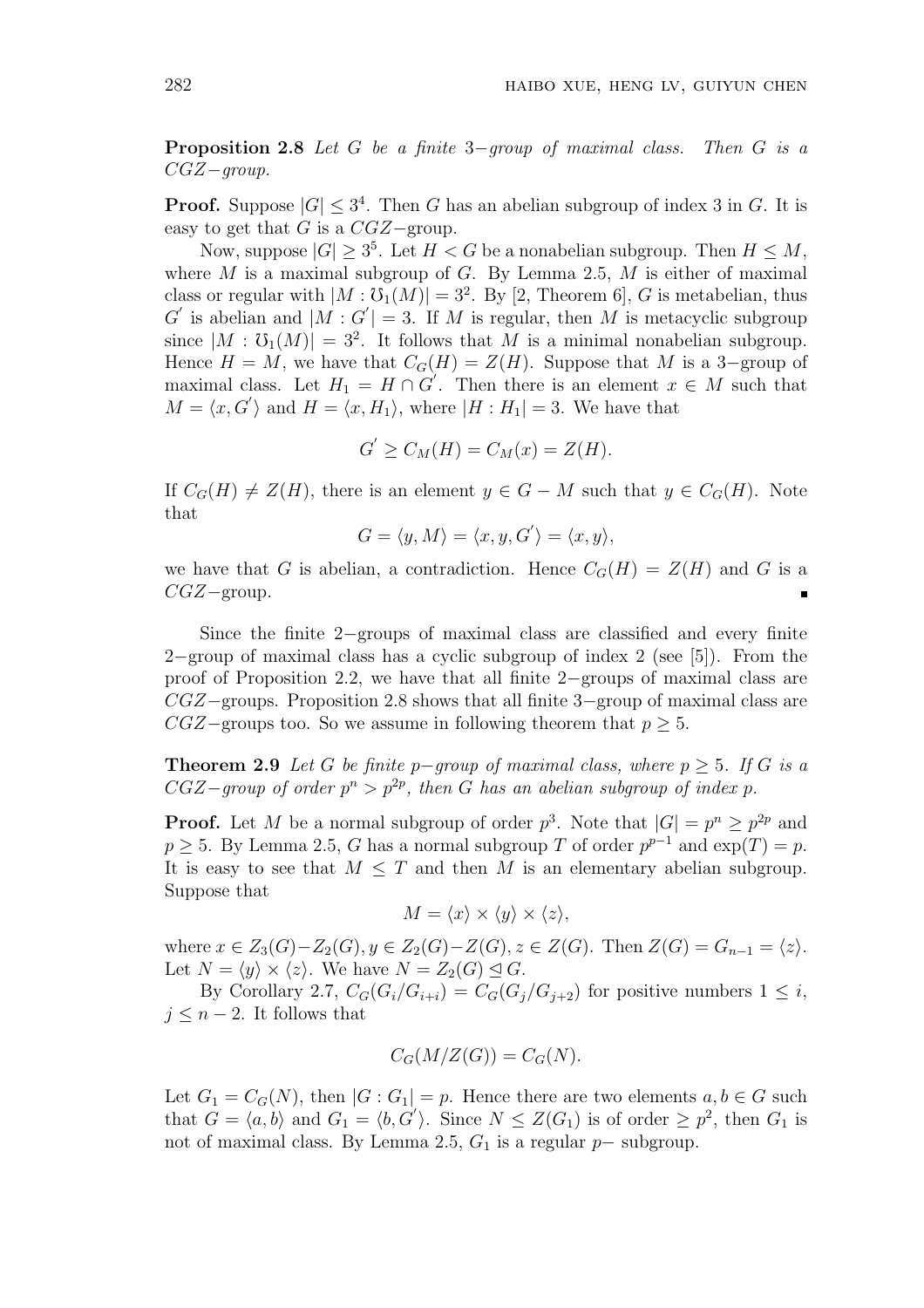**Proposition 2.8** *Let $G$ be a finite $3-$group of maximal class. Then $G$ is a $CGZ-$group.*

**Proof.** Suppose $|G| \leq 3^4$. Then $G$ has an abelian subgroup of index 3 in $G$. It is easy to get that $G$ is a $CGZ-$group.

Now, suppose $|G| \geq 3^5$. Let $H < G$ be a nonabelian subgroup. Then $H \leq M$, where $M$ is a maximal subgroup of $G$. By Lemma 2.5, $M$ is either of maximal class or regular with $|M : \mho_1(M)| = 3^2$. By [2, Theorem 6], $G$ is metabelian, thus $G'$ is abelian and $|M : G'| = 3$. If $M$ is regular, then $M$ is metacyclic subgroup since $|M : \mho_1(M)| = 3^2$. It follows that $M$ is a minimal nonabelian subgroup. Hence $H = M$, we have that $C_G(H) = Z(H)$. Suppose that $M$ is a $3-$group of maximal class. Let $H_1 = H \cap G'$. Then there is an element $x \in M$ such that $M = \langle x, G' \rangle$ and $H = \langle x, H_1 \rangle$, where $|H : H_1| = 3$. We have that

$$G' \geq C_M(H) = C_M(x) = Z(H).$$

If $C_G(H) \neq Z(H)$, there is an element $y \in G - M$ such that $y \in C_G(H)$. Note that

$$G = \langle y, M \rangle = \langle x, y, G' \rangle = \langle x, y \rangle,$$

we have that $G$ is abelian, a contradiction. Hence $C_G(H) = Z(H)$ and $G$ is a $CGZ-$group. ∎

Since the finite $2-$groups of maximal class are classified and every finite $2-$group of maximal class has a cyclic subgroup of index 2 (see [5]). From the proof of Proposition 2.2, we have that all finite $2-$groups of maximal class are $CGZ-$groups. Proposition 2.8 shows that all finite $3-$group of maximal class are $CGZ-$groups too. So we assume in following theorem that $p \geq 5$.

**Theorem 2.9** *Let $G$ be finite $p-$group of maximal class, where $p \geq 5$. If $G$ is a $CGZ-$group of order $p^n > p^{2p}$, then $G$ has an abelian subgroup of index $p$.*

**Proof.** Let $M$ be a normal subgroup of order $p^3$. Note that $|G| = p^n \geq p^{2p}$ and $p \geq 5$. By Lemma 2.5, $G$ has a normal subgroup $T$ of order $p^{p-1}$ and $\exp(T) = p$. It is easy to see that $M \leq T$ and then $M$ is an elementary abelian subgroup. Suppose that

$$M = \langle x \rangle \times \langle y \rangle \times \langle z \rangle,$$

where $x \in Z_3(G) - Z_2(G), y \in Z_2(G) - Z(G), z \in Z(G)$. Then $Z(G) = G_{n-1} = \langle z \rangle$. Let $N = \langle y \rangle \times \langle z \rangle$. We have $N = Z_2(G) \trianglelefteq G$.

By Corollary 2.7, $C_G(G_i/G_{i+i}) = C_G(G_j/G_{j+2})$ for positive numbers $1 \leq i$, $j \leq n-2$. It follows that

$$C_G(M/Z(G)) = C_G(N).$$

Let $G_1 = C_G(N)$, then $|G : G_1| = p$. Hence there are two elements $a, b \in G$ such that $G = \langle a, b \rangle$ and $G_1 = \langle b, G' \rangle$. Since $N \leq Z(G_1)$ is of order $\geq p^2$, then $G_1$ is not of maximal class. By Lemma 2.5, $G_1$ is a regular $p-$ subgroup.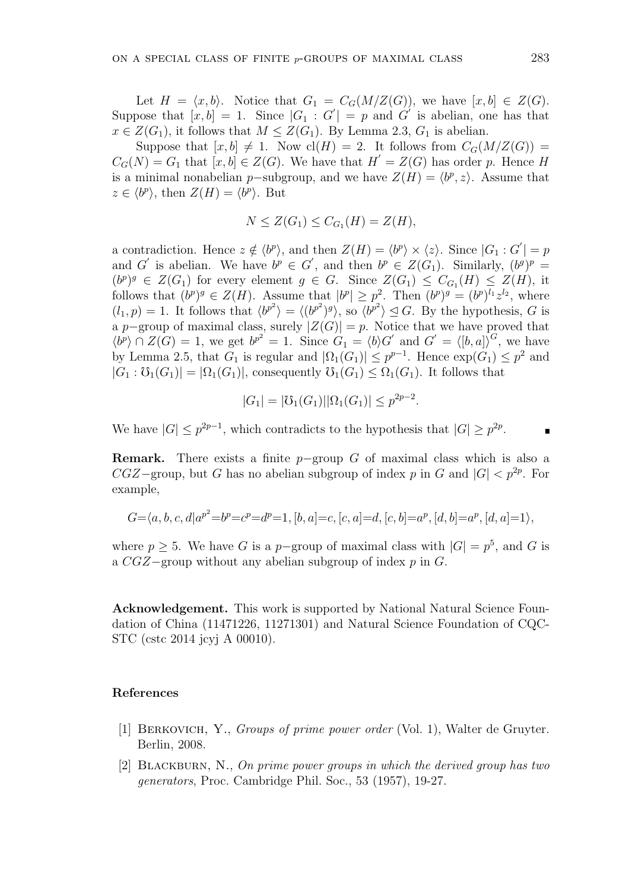Let $H = \langle x, b\rangle$. Notice that $G_1 = C_G(M/Z(G))$, we have $[x, b] \in Z(G)$. Suppose that $[x, b] = 1$. Since $|G_1 : G'| = p$ and $G'$ is abelian, one has that $x \in Z(G_1)$, it follows that $M \leq Z(G_1)$. By Lemma 2.3, $G_1$ is abelian.

Suppose that $[x, b] \neq 1$. Now $\mathrm{cl}(H) = 2$. It follows from $C_G(M/Z(G)) = C_G(N) = G_1$ that $[x, b] \in Z(G)$. We have that $H' = Z(G)$ has order $p$. Hence $H$ is a minimal nonabelian $p-$subgroup, and we have $Z(H) = \langle b^p, z\rangle$. Assume that $z \in \langle b^p\rangle$, then $Z(H) = \langle b^p\rangle$. But

$$N \leq Z(G_1) \leq C_{G_1}(H) = Z(H),$$

a contradiction. Hence $z \notin \langle b^p\rangle$, and then $Z(H) = \langle b^p\rangle \times \langle z\rangle$. Since $|G_1 : G'| = p$ and $G'$ is abelian. We have $b^p \in G'$, and then $b^p \in Z(G_1)$. Similarly, $(b^g)^p = (b^p)^g \in Z(G_1)$ for every element $g \in G$. Since $Z(G_1) \leq C_{G_1}(H) \leq Z(H)$, it follows that $(b^p)^g \in Z(H)$. Assume that $|b^p| \geq p^2$. Then $(b^p)^g = (b^p)^{l_1} z^{l_2}$, where $(l_1, p) = 1$. It follows that $\langle b^{p^2}\rangle = \langle (b^{p^2})^g\rangle$, so $\langle b^{p^2}\rangle \trianglelefteq G$. By the hypothesis, $G$ is a $p-$group of maximal class, surely $|Z(G)| = p$. Notice that we have proved that $\langle b^p\rangle \cap Z(G) = 1$, we get $b^{p^2} = 1$. Since $G_1 = \langle b\rangle G'$ and $G' = \langle [b, a]\rangle^G$, we have by Lemma 2.5, that $G_1$ is regular and $|\Omega_1(G_1)| \leq p^{p-1}$. Hence $\exp(G_1) \leq p^2$ and $|G_1 : \mho_1(G_1)| = |\Omega_1(G_1)|$, consequently $\mho_1(G_1) \leq \Omega_1(G_1)$. It follows that

$$|G_1| = |\mho_1(G_1)||\Omega_1(G_1)| \leq p^{2p-2}.$$

We have $|G| \leq p^{2p-1}$, which contradicts to the hypothesis that $|G| \geq p^{2p}$. ∎

**Remark.** There exists a finite $p-$group $G$ of maximal class which is also a $CGZ-$group, but $G$ has no abelian subgroup of index $p$ in $G$ and $|G| < p^{2p}$. For example,

$$G = \langle a, b, c, d \,|\, a^{p^2} = b^p = c^p = d^p = 1, [b, a] = c, [c, a] = d, [c, b] = a^p, [d, b] = a^p, [d, a] = 1\rangle,$$

where $p \geq 5$. We have $G$ is a $p-$group of maximal class with $|G| = p^5$, and $G$ is a $CGZ-$group without any abelian subgroup of index $p$ in $G$.

**Acknowledgement.** This work is supported by National Natural Science Foundation of China (11471226, 11271301) and Natural Science Foundation of CQCSTC (cstc 2014 jcyj A 00010).

## References

[1] Berkovich, Y., *Groups of prime power order* (Vol. 1), Walter de Gruyter. Berlin, 2008.

[2] Blackburn, N., *On prime power groups in which the derived group has two generators*, Proc. Cambridge Phil. Soc., 53 (1957), 19-27.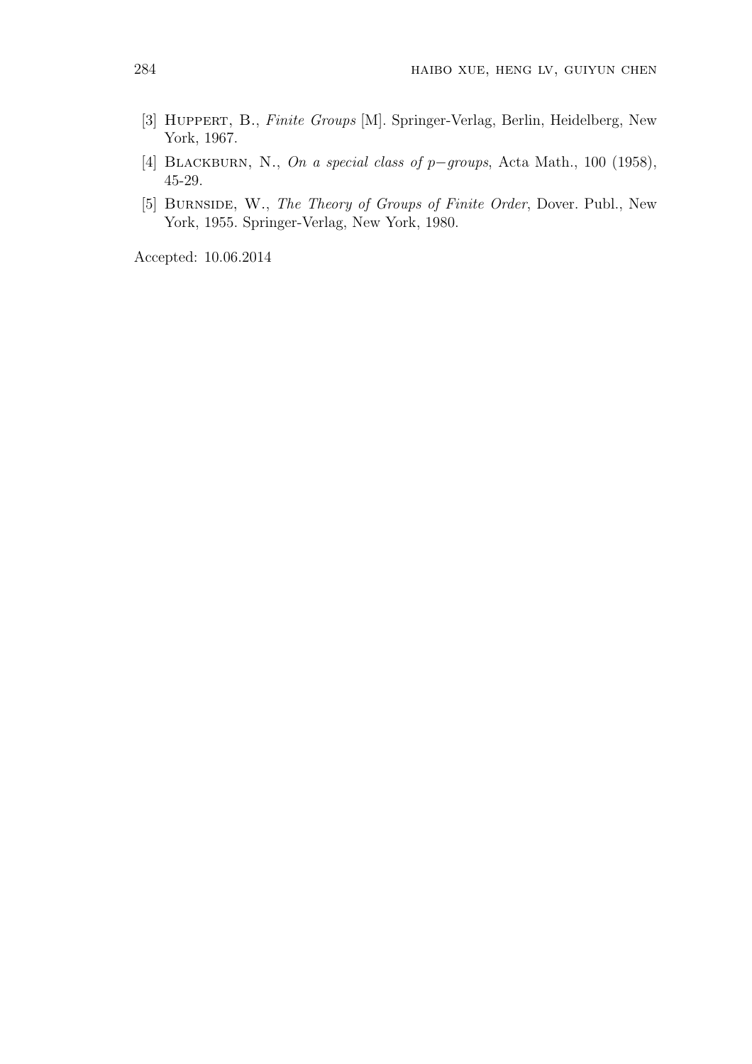[3] Huppert, B., *Finite Groups* [M]. Springer-Verlag, Berlin, Heidelberg, New York, 1967.

[4] Blackburn, N., *On a special class of $p-$groups*, Acta Math., 100 (1958), 45-29.

[5] Burnside, W., *The Theory of Groups of Finite Order*, Dover. Publ., New York, 1955. Springer-Verlag, New York, 1980.

Accepted: 10.06.2014